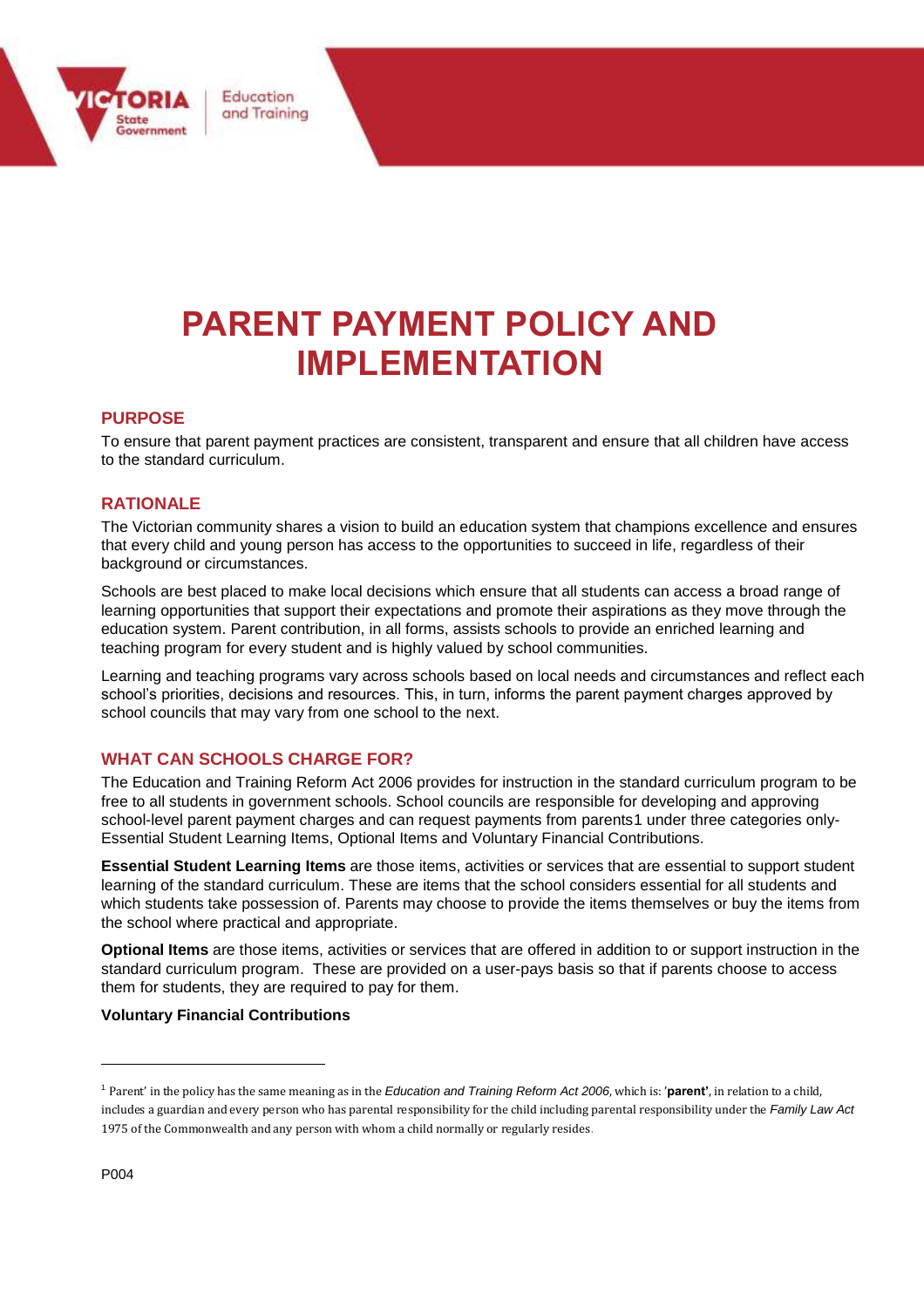# PARENT PAYMENT POLICY AND IMPLEMENTATION

## PURPOSE

To ensure that parent payment practices are consistent, transparent and ensure that all children have access to the standard curriculum.

## RATIONALE

The Victorian community shares a vision to build an education system that champions excellence and ensures that every child and young person has access to the opportunities to succeed in life, regardless of their background or circumstances.

Schools are best placed to make local decisions which ensure that all students can access a broad range of learning opportunities that support their expectations and promote their aspirations as they move through the education system. Parent contribution, in all forms, assists schools to provide an enriched learning and teaching program for every student and is highly valued by school communities.

Learning and teaching programs vary across schools based on local needs and circumstances and reflect each school's priorities, decisions and resources. This, in turn, informs the parent payment charges approved by school councils that may vary from one school to the next.

## WHAT CAN SCHOOLS CHARGE FOR?

The Education and Training Reform Act 2006 provides for instruction in the standard curriculum program to be free to all students in government schools. School councils are responsible for developing and approving school-level parent payment charges and can request payments from parents[1] under three categories only- Essential Student Learning Items, Optional Items and Voluntary Financial Contributions.

**Essential Student Learning Items** are those items, activities or services that are essential to support student learning of the standard curriculum. These are items that the school considers essential for all students and which students take possession of. Parents may choose to provide the items themselves or buy the items from the school where practical and appropriate.

**Optional Items** are those items, activities or services that are offered in addition to or support instruction in the standard curriculum program. These are provided on a user-pays basis so that if parents choose to access them for students, they are required to pay for them.

**Voluntary Financial Contributions**

---

[1] Parent' in the policy has the same meaning as in the *Education and Training Reform Act 2006*, which is: '**parent'**, in relation to a child, includes a guardian and every person who has parental responsibility for the child including parental responsibility under the *Family Law Act* 1975 of the Commonwealth and any person with whom a child normally or regularly resides.

P004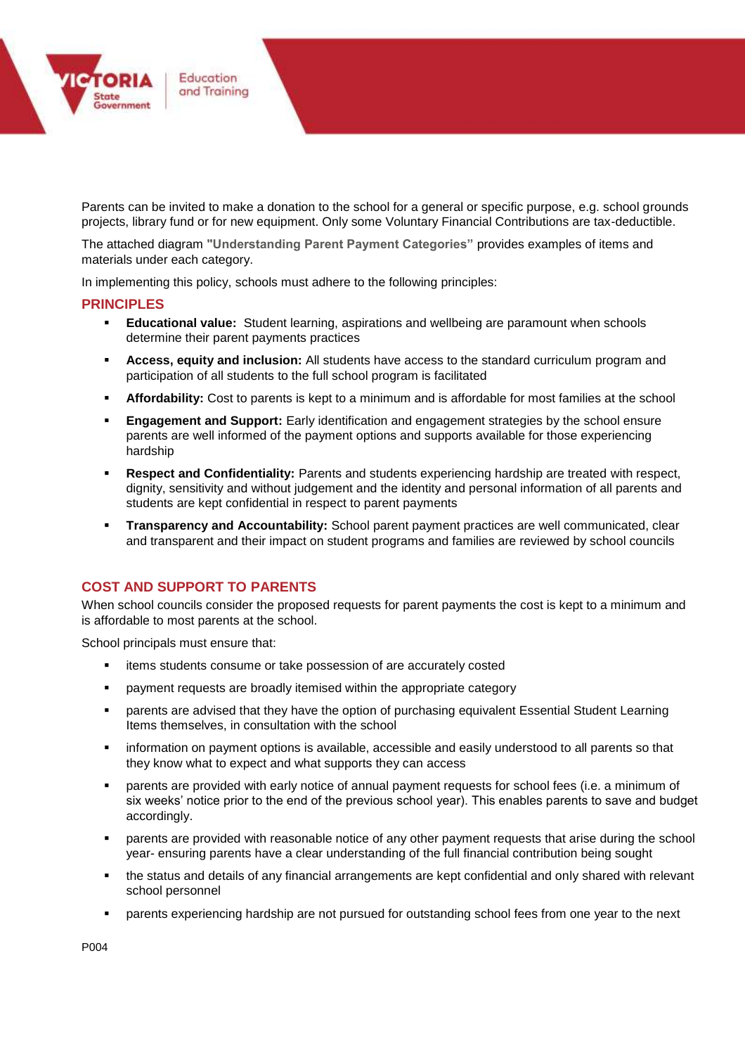Parents can be invited to make a donation to the school for a general or specific purpose, e.g. school grounds projects, library fund or for new equipment. Only some Voluntary Financial Contributions are tax-deductible.

The attached diagram **"Understanding Parent Payment Categories"** provides examples of items and materials under each category.

In implementing this policy, schools must adhere to the following principles:

## PRINCIPLES

- **Educational value:** Student learning, aspirations and wellbeing are paramount when schools determine their parent payments practices
- **Access, equity and inclusion:** All students have access to the standard curriculum program and participation of all students to the full school program is facilitated
- **Affordability:** Cost to parents is kept to a minimum and is affordable for most families at the school
- **Engagement and Support:** Early identification and engagement strategies by the school ensure parents are well informed of the payment options and supports available for those experiencing hardship
- **Respect and Confidentiality:** Parents and students experiencing hardship are treated with respect, dignity, sensitivity and without judgement and the identity and personal information of all parents and students are kept confidential in respect to parent payments
- **Transparency and Accountability:** School parent payment practices are well communicated, clear and transparent and their impact on student programs and families are reviewed by school councils

## COST AND SUPPORT TO PARENTS

When school councils consider the proposed requests for parent payments the cost is kept to a minimum and is affordable to most parents at the school.

School principals must ensure that:

- items students consume or take possession of are accurately costed
- payment requests are broadly itemised within the appropriate category
- parents are advised that they have the option of purchasing equivalent Essential Student Learning Items themselves, in consultation with the school
- information on payment options is available, accessible and easily understood to all parents so that they know what to expect and what supports they can access
- parents are provided with early notice of annual payment requests for school fees (i.e. a minimum of six weeks' notice prior to the end of the previous school year). This enables parents to save and budget accordingly.
- parents are provided with reasonable notice of any other payment requests that arise during the school year- ensuring parents have a clear understanding of the full financial contribution being sought
- the status and details of any financial arrangements are kept confidential and only shared with relevant school personnel
- parents experiencing hardship are not pursued for outstanding school fees from one year to the next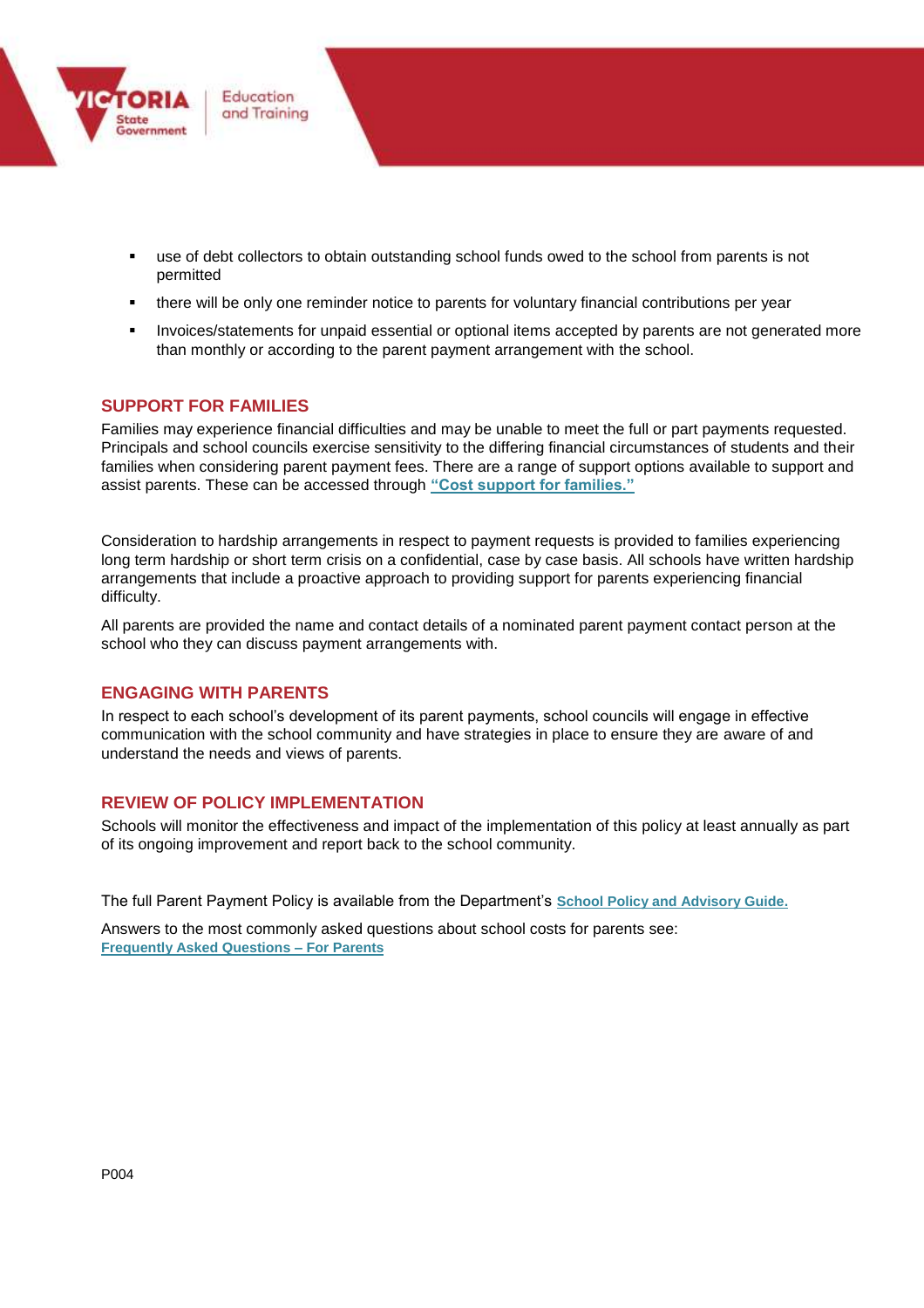- use of debt collectors to obtain outstanding school funds owed to the school from parents is not permitted
- there will be only one reminder notice to parents for voluntary financial contributions per year
- Invoices/statements for unpaid essential or optional items accepted by parents are not generated more than monthly or according to the parent payment arrangement with the school.

## SUPPORT FOR FAMILIES

Families may experience financial difficulties and may be unable to meet the full or part payments requested. Principals and school councils exercise sensitivity to the differing financial circumstances of students and their families when considering parent payment fees. There are a range of support options available to support and assist parents. These can be accessed through **"Cost support for families."**

Consideration to hardship arrangements in respect to payment requests is provided to families experiencing long term hardship or short term crisis on a confidential, case by case basis. All schools have written hardship arrangements that include a proactive approach to providing support for parents experiencing financial difficulty.

All parents are provided the name and contact details of a nominated parent payment contact person at the school who they can discuss payment arrangements with.

## ENGAGING WITH PARENTS

In respect to each school's development of its parent payments, school councils will engage in effective communication with the school community and have strategies in place to ensure they are aware of and understand the needs and views of parents.

## REVIEW OF POLICY IMPLEMENTATION

Schools will monitor the effectiveness and impact of the implementation of this policy at least annually as part of its ongoing improvement and report back to the school community.

The full Parent Payment Policy is available from the Department's **School Policy and Advisory Guide.**

Answers to the most commonly asked questions about school costs for parents see:
**Frequently Asked Questions – For Parents**

P004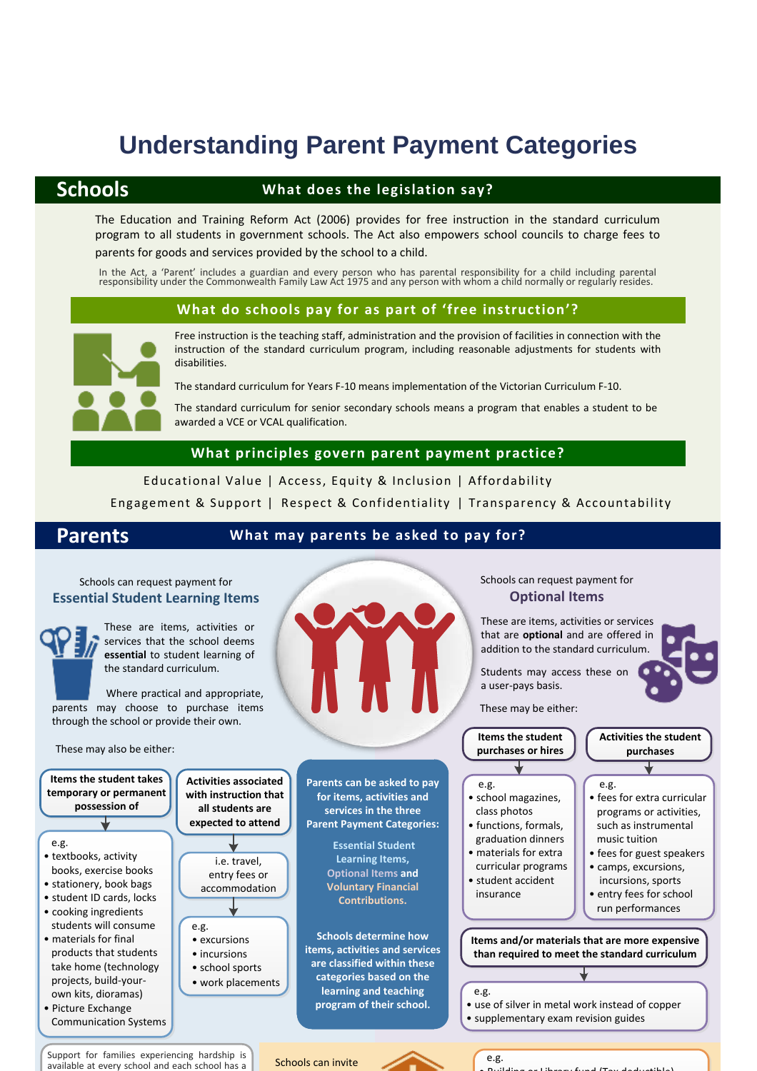# Understanding Parent Payment Categories

## Schools

### What does the legislation say?

The Education and Training Reform Act (2006) provides for free instruction in the standard curriculum program to all students in government schools. The Act also empowers school councils to charge fees to parents for goods and services provided by the school to a child.

In the Act, a 'Parent' includes a guardian and every person who has parental responsibility for a child including parental responsibility under the Commonwealth Family Law Act 1975 and any person with whom a child normally or regularly resides.

### What do schools pay for as part of 'free instruction'?

Free instruction is the teaching staff, administration and the provision of facilities in connection with the instruction of the standard curriculum program, including reasonable adjustments for students with disabilities.

The standard curriculum for Years F-10 means implementation of the Victorian Curriculum F-10.

The standard curriculum for senior secondary schools means a program that enables a student to be awarded a VCE or VCAL qualification.

### What principles govern parent payment practice?

Educational Value | Access, Equity & Inclusion | Affordability

Engagement & Support | Respect & Confidentiality | Transparency & Accountability

## Parents

### What may parents be asked to pay for?

Schools can request payment for

#### Essential Student Learning Items

These are items, activities or services that the school deems **essential** to student learning of the standard curriculum.

Where practical and appropriate, parents may choose to purchase items through the school or provide their own.

These may also be either:

**Items the student takes temporary or permanent possession of**

e.g.
- textbooks, activity books, exercise books
- stationery, book bags
- student ID cards, locks
- cooking ingredients students will consume
- materials for final products that students take home (technology projects, build-your-own kits, dioramas)
- Picture Exchange Communication Systems

**Activities associated with instruction that all students are expected to attend**

i.e. travel, entry fees or accommodation

e.g.
- excursions
- incursions
- school sports
- work placements

**Parents can be asked to pay for items, activities and services in the three Parent Payment Categories:**

**Essential Student Learning Items, Optional Items and Voluntary Financial Contributions.**

**Schools determine how items, activities and services are classified within these categories based on the learning and teaching program of their school.**

Schools can request payment for

#### Optional Items

These are items, activities or services that are **optional** and are offered in addition to the standard curriculum.

Students may access these on a user-pays basis.

These may be either:

**Items the student purchases or hires**

e.g.
- school magazines, class photos
- functions, formals, graduation dinners
- materials for extra curricular programs
- student accident insurance

**Activities the student purchases**

e.g.
- fees for extra curricular programs or activities, such as instrumental music tuition
- fees for guest speakers
- camps, excursions, incursions, sports
- entry fees for school run performances

**Items and/or materials that are more expensive than required to meet the standard curriculum**

e.g.
- use of silver in metal work instead of copper
- supplementary exam revision guides

Support for families experiencing hardship is available at every school and each school has a

Schools can invite

e.g.
- Building or Library fund (Tax deductible)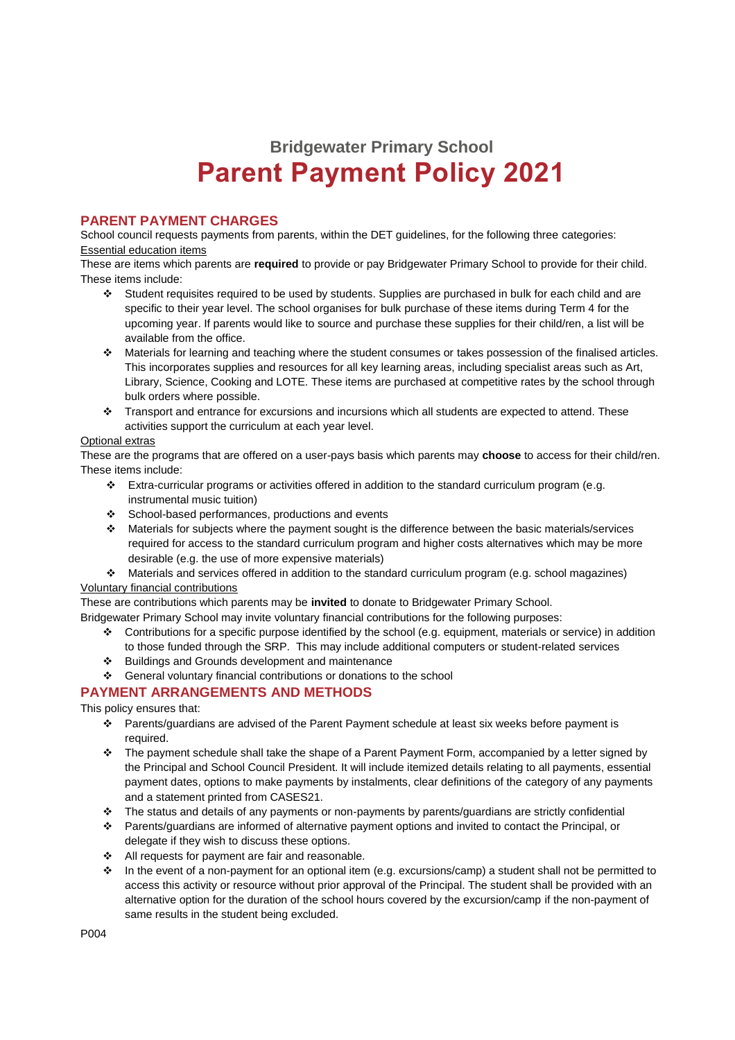**Bridgewater Primary School**

# Parent Payment Policy 2021

## PARENT PAYMENT CHARGES

School council requests payments from parents, within the DET guidelines, for the following three categories:

Essential education items

These are items which parents are **required** to provide or pay Bridgewater Primary School to provide for their child. These items include:

- Student requisites required to be used by students. Supplies are purchased in bulk for each child and are specific to their year level. The school organises for bulk purchase of these items during Term 4 for the upcoming year. If parents would like to source and purchase these supplies for their child/ren, a list will be available from the office.
- Materials for learning and teaching where the student consumes or takes possession of the finalised articles. This incorporates supplies and resources for all key learning areas, including specialist areas such as Art, Library, Science, Cooking and LOTE. These items are purchased at competitive rates by the school through bulk orders where possible.
- Transport and entrance for excursions and incursions which all students are expected to attend. These activities support the curriculum at each year level.

Optional extras

These are the programs that are offered on a user-pays basis which parents may **choose** to access for their child/ren. These items include:

- Extra-curricular programs or activities offered in addition to the standard curriculum program (e.g. instrumental music tuition)
- School-based performances, productions and events
- Materials for subjects where the payment sought is the difference between the basic materials/services required for access to the standard curriculum program and higher costs alternatives which may be more desirable (e.g. the use of more expensive materials)
- Materials and services offered in addition to the standard curriculum program (e.g. school magazines)

Voluntary financial contributions

These are contributions which parents may be **invited** to donate to Bridgewater Primary School.

Bridgewater Primary School may invite voluntary financial contributions for the following purposes:

- Contributions for a specific purpose identified by the school (e.g. equipment, materials or service) in addition to those funded through the SRP. This may include additional computers or student-related services
- Buildings and Grounds development and maintenance
- General voluntary financial contributions or donations to the school

## PAYMENT ARRANGEMENTS AND METHODS

This policy ensures that:

- Parents/guardians are advised of the Parent Payment schedule at least six weeks before payment is required.
- The payment schedule shall take the shape of a Parent Payment Form, accompanied by a letter signed by the Principal and School Council President. It will include itemized details relating to all payments, essential payment dates, options to make payments by instalments, clear definitions of the category of any payments and a statement printed from CASES21.
- The status and details of any payments or non-payments by parents/guardians are strictly confidential
- Parents/guardians are informed of alternative payment options and invited to contact the Principal, or delegate if they wish to discuss these options.
- All requests for payment are fair and reasonable.
- In the event of a non-payment for an optional item (e.g. excursions/camp) a student shall not be permitted to access this activity or resource without prior approval of the Principal. The student shall be provided with an alternative option for the duration of the school hours covered by the excursion/camp if the non-payment of same results in the student being excluded.

P004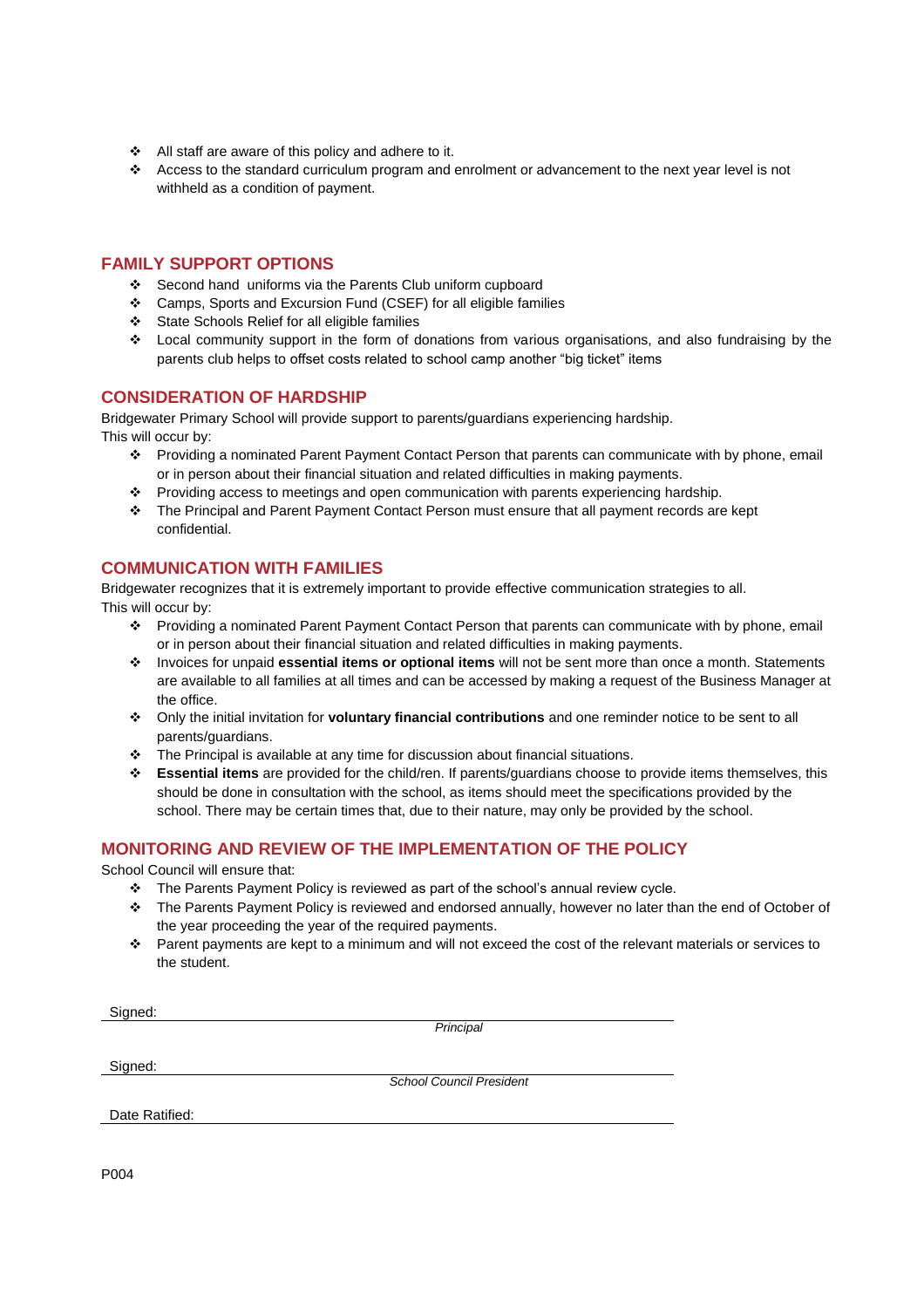- All staff are aware of this policy and adhere to it.
- Access to the standard curriculum program and enrolment or advancement to the next year level is not withheld as a condition of payment.

## FAMILY SUPPORT OPTIONS

- Second hand uniforms via the Parents Club uniform cupboard
- Camps, Sports and Excursion Fund (CSEF) for all eligible families
- State Schools Relief for all eligible families
- Local community support in the form of donations from various organisations, and also fundraising by the parents club helps to offset costs related to school camp another “big ticket” items

## CONSIDERATION OF HARDSHIP

Bridgewater Primary School will provide support to parents/guardians experiencing hardship.
This will occur by:

- Providing a nominated Parent Payment Contact Person that parents can communicate with by phone, email or in person about their financial situation and related difficulties in making payments.
- Providing access to meetings and open communication with parents experiencing hardship.
- The Principal and Parent Payment Contact Person must ensure that all payment records are kept confidential.

## COMMUNICATION WITH FAMILIES

Bridgewater recognizes that it is extremely important to provide effective communication strategies to all.
This will occur by:

- Providing a nominated Parent Payment Contact Person that parents can communicate with by phone, email or in person about their financial situation and related difficulties in making payments.
- Invoices for unpaid **essential items or optional items** will not be sent more than once a month. Statements are available to all families at all times and can be accessed by making a request of the Business Manager at the office.
- Only the initial invitation for **voluntary financial contributions** and one reminder notice to be sent to all parents/guardians.
- The Principal is available at any time for discussion about financial situations.
- **Essential items** are provided for the child/ren. If parents/guardians choose to provide items themselves, this should be done in consultation with the school, as items should meet the specifications provided by the school. There may be certain times that, due to their nature, may only be provided by the school.

## MONITORING AND REVIEW OF THE IMPLEMENTATION OF THE POLICY

School Council will ensure that:

- The Parents Payment Policy is reviewed as part of the school’s annual review cycle.
- The Parents Payment Policy is reviewed and endorsed annually, however no later than the end of October of the year proceeding the year of the required payments.
- Parent payments are kept to a minimum and will not exceed the cost of the relevant materials or services to the student.

Signed: ______________________________

*Principal*

Signed: ______________________________

*School Council President*

Date Ratified: ______________________________

P004